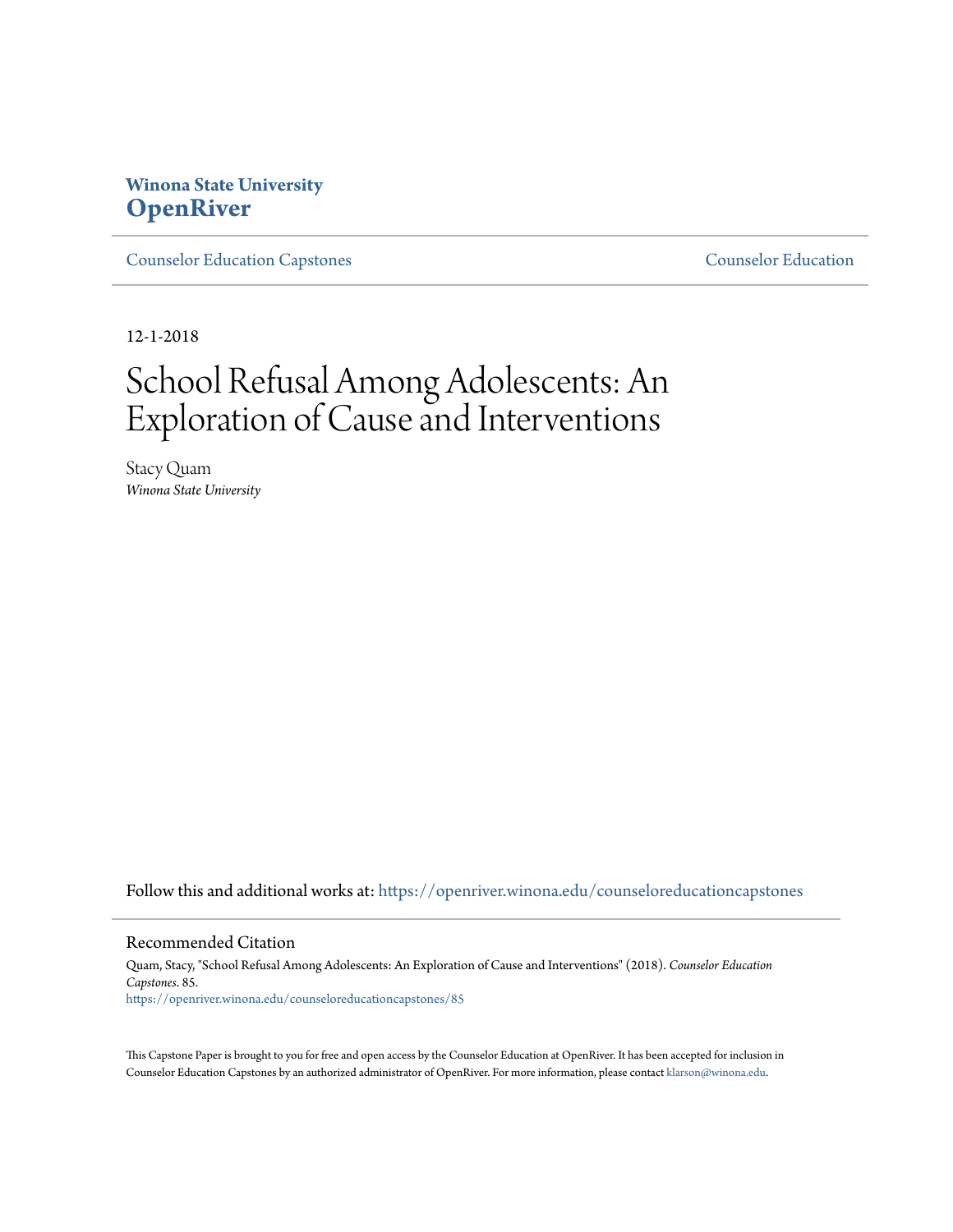**Winona State University**
**OpenRiver**

Counselor Education Capstones | Counselor Education

12-1-2018

# School Refusal Among Adolescents: An Exploration of Cause and Interventions

Stacy Quam
*Winona State University*

Follow this and additional works at: https://openriver.winona.edu/counseloreducationcapstones

## Recommended Citation

Quam, Stacy, "School Refusal Among Adolescents: An Exploration of Cause and Interventions" (2018). *Counselor Education Capstones*. 85.
https://openriver.winona.edu/counseloreducationcapstones/85

This Capstone Paper is brought to you for free and open access by the Counselor Education at OpenRiver. It has been accepted for inclusion in Counselor Education Capstones by an authorized administrator of OpenRiver. For more information, please contact klarson@winona.edu.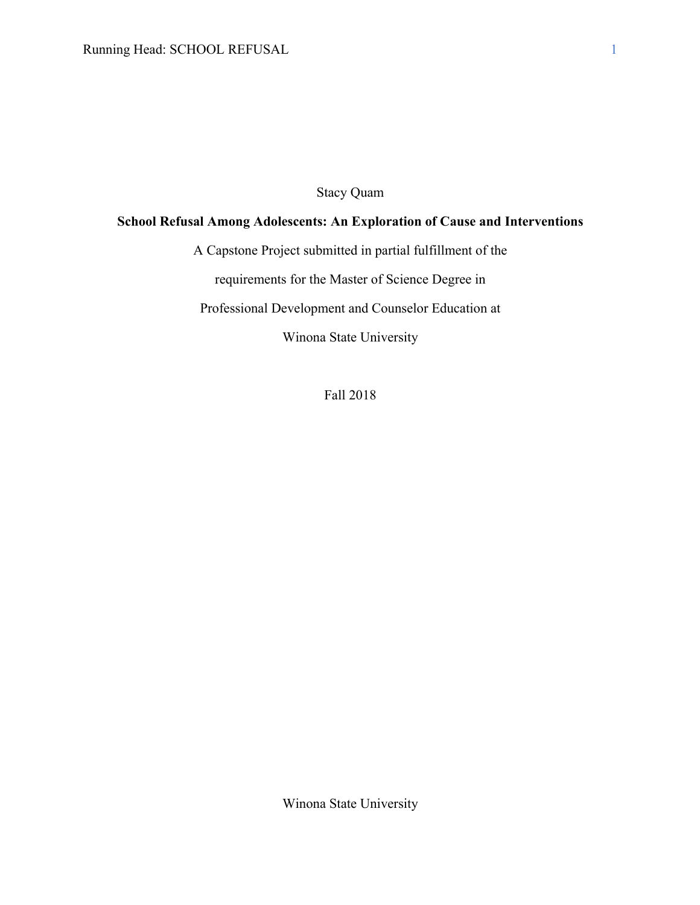Stacy Quam

**School Refusal Among Adolescents: An Exploration of Cause and Interventions**

A Capstone Project submitted in partial fulfillment of the

requirements for the Master of Science Degree in

Professional Development and Counselor Education at

Winona State University

Fall 2018

Winona State University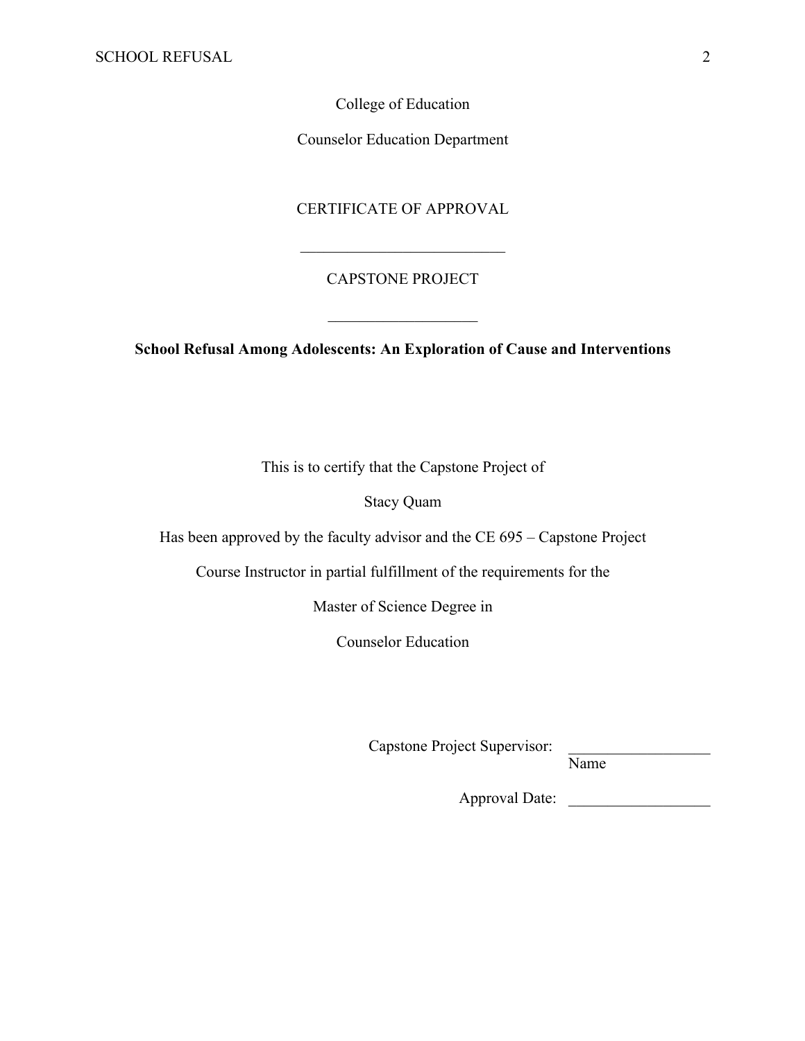College of Education

Counselor Education Department

CERTIFICATE OF APPROVAL

\_\_\_\_\_\_\_\_\_\_\_\_\_\_\_\_\_\_\_\_\_\_\_\_\_\_

CAPSTONE PROJECT

\_\_\_\_\_\_\_\_\_\_\_\_\_\_\_\_\_\_\_

**School Refusal Among Adolescents: An Exploration of Cause and Interventions**

This is to certify that the Capstone Project of

Stacy Quam

Has been approved by the faculty advisor and the CE 695 – Capstone Project

Course Instructor in partial fulfillment of the requirements for the

Master of Science Degree in

Counselor Education

Capstone Project Supervisor: \_\_\_\_\_\_\_\_\_\_\_\_\_\_\_\_\_\_
Name

Approval Date: \_\_\_\_\_\_\_\_\_\_\_\_\_\_\_\_\_\_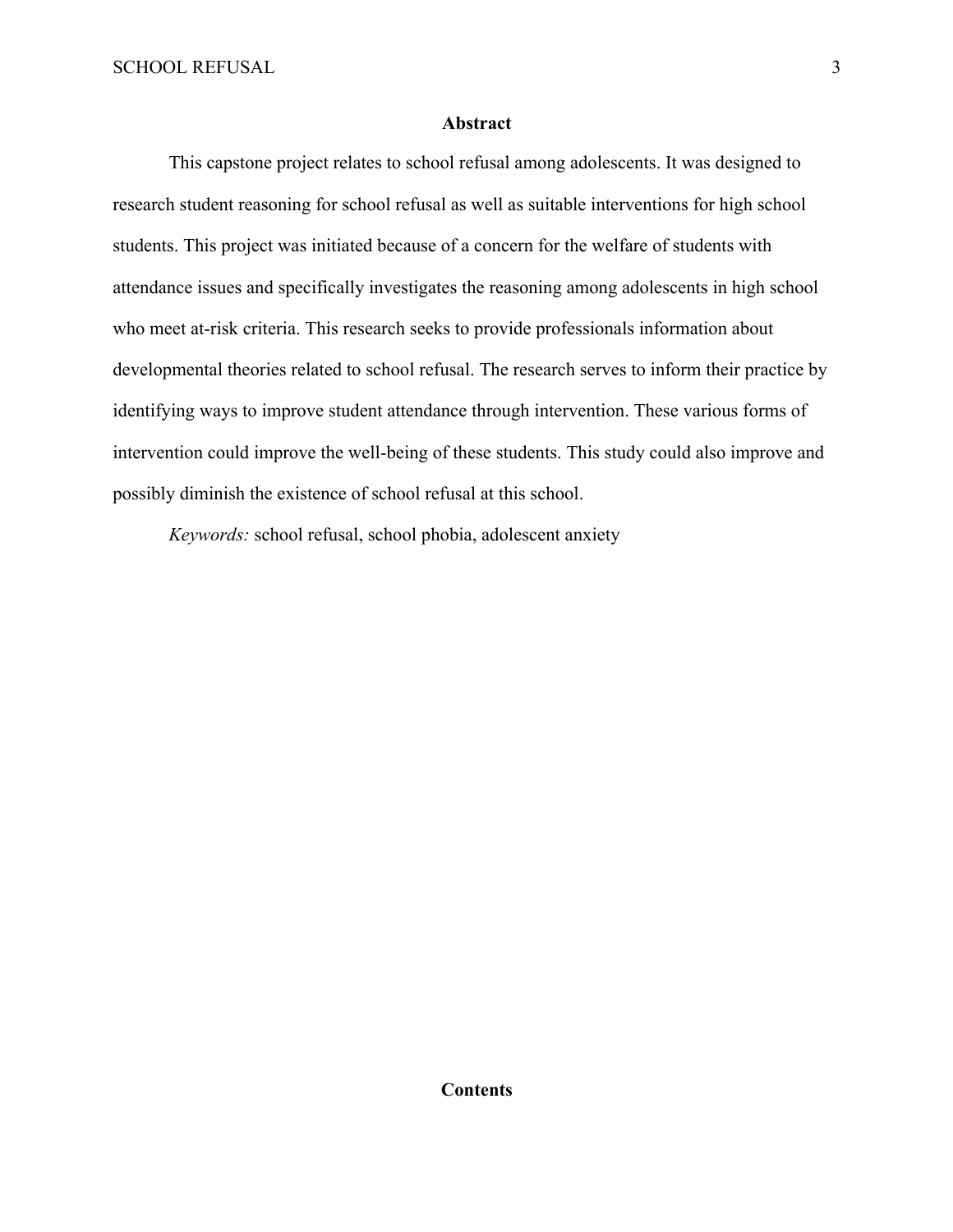## Abstract

This capstone project relates to school refusal among adolescents. It was designed to research student reasoning for school refusal as well as suitable interventions for high school students. This project was initiated because of a concern for the welfare of students with attendance issues and specifically investigates the reasoning among adolescents in high school who meet at-risk criteria. This research seeks to provide professionals information about developmental theories related to school refusal. The research serves to inform their practice by identifying ways to improve student attendance through intervention. These various forms of intervention could improve the well-being of these students. This study could also improve and possibly diminish the existence of school refusal at this school.

*Keywords:* school refusal, school phobia, adolescent anxiety

## Contents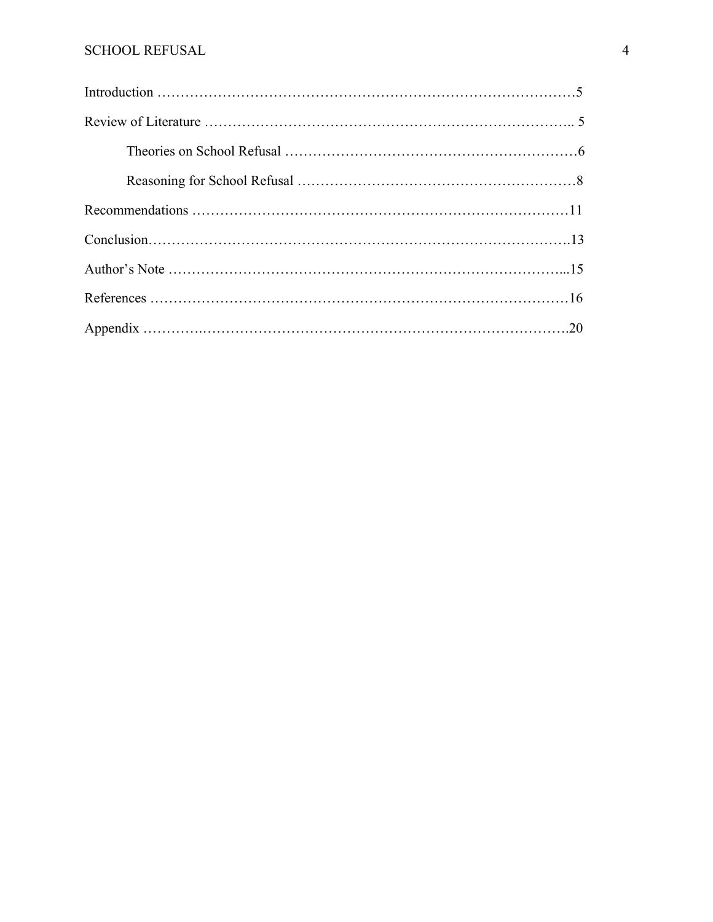Introduction ……………………………………………………………………………5

Review of Literature ……………………………………………………………….. 5

Theories on School Refusal ……………………………………………………6

Reasoning for School Refusal …………………………………………………8

Recommendations ……………………………………………………………………11

Conclusion……………………………………………………………………………13

Author's Note ………………………………………………………………………...15

References ……………………………………………………………………………16

Appendix ………….………………………………………………………………….20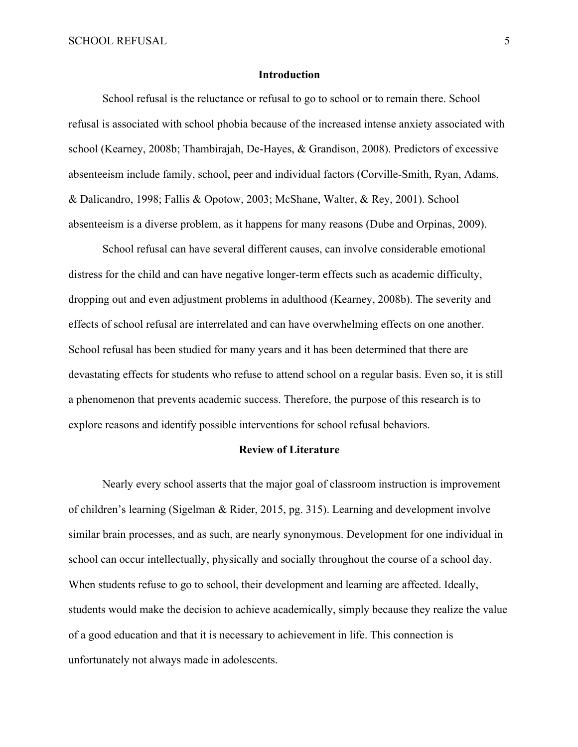## Introduction

School refusal is the reluctance or refusal to go to school or to remain there. School refusal is associated with school phobia because of the increased intense anxiety associated with school (Kearney, 2008b; Thambirajah, De-Hayes, & Grandison, 2008). Predictors of excessive absenteeism include family, school, peer and individual factors (Corville-Smith, Ryan, Adams, & Dalicandro, 1998; Fallis & Opotow, 2003; McShane, Walter, & Rey, 2001). School absenteeism is a diverse problem, as it happens for many reasons (Dube and Orpinas, 2009).

School refusal can have several different causes, can involve considerable emotional distress for the child and can have negative longer-term effects such as academic difficulty, dropping out and even adjustment problems in adulthood (Kearney, 2008b). The severity and effects of school refusal are interrelated and can have overwhelming effects on one another. School refusal has been studied for many years and it has been determined that there are devastating effects for students who refuse to attend school on a regular basis. Even so, it is still a phenomenon that prevents academic success. Therefore, the purpose of this research is to explore reasons and identify possible interventions for school refusal behaviors.

## Review of Literature

Nearly every school asserts that the major goal of classroom instruction is improvement of children's learning (Sigelman & Rider, 2015, pg. 315). Learning and development involve similar brain processes, and as such, are nearly synonymous. Development for one individual in school can occur intellectually, physically and socially throughout the course of a school day. When students refuse to go to school, their development and learning are affected. Ideally, students would make the decision to achieve academically, simply because they realize the value of a good education and that it is necessary to achievement in life. This connection is unfortunately not always made in adolescents.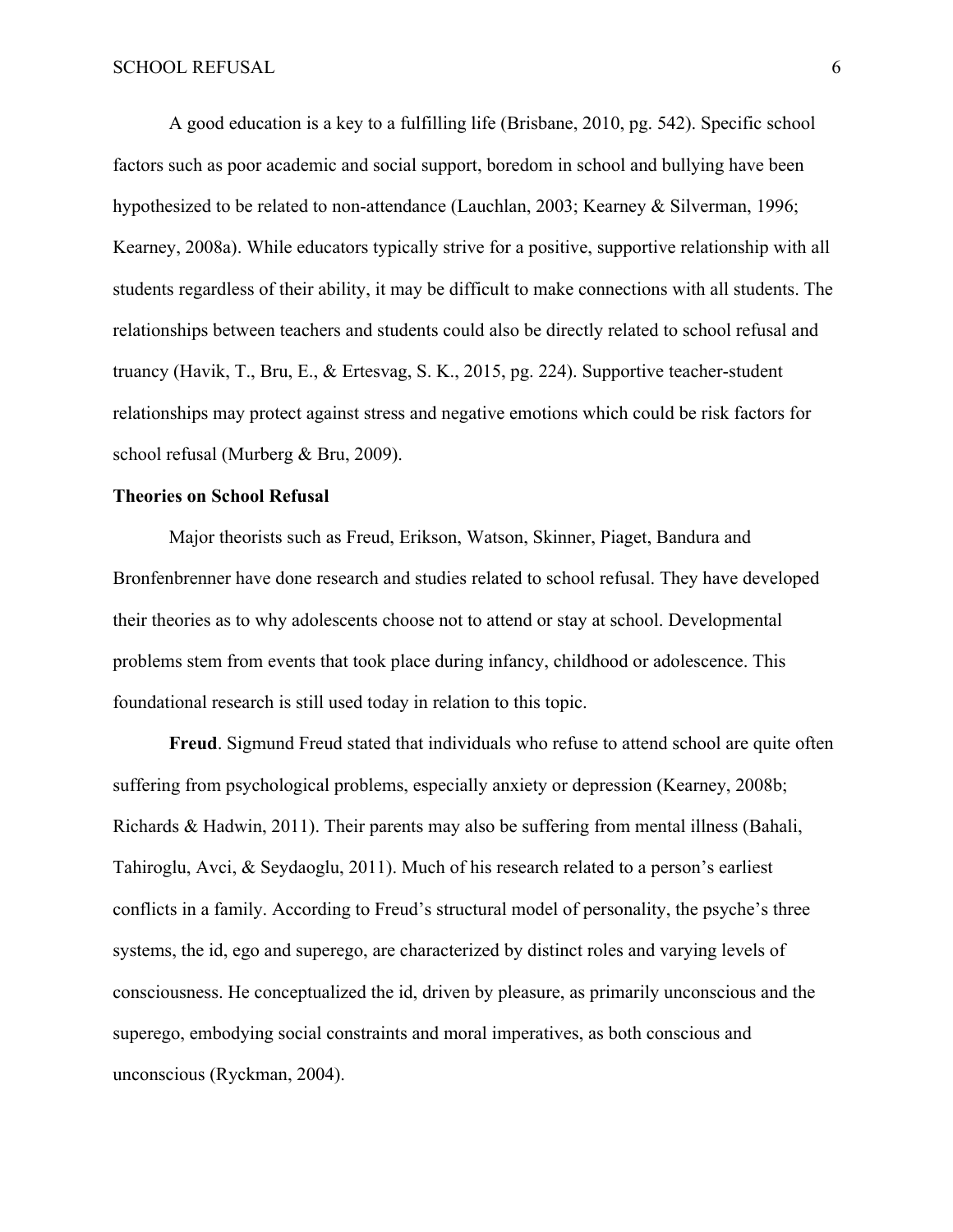A good education is a key to a fulfilling life (Brisbane, 2010, pg. 542). Specific school factors such as poor academic and social support, boredom in school and bullying have been hypothesized to be related to non-attendance (Lauchlan, 2003; Kearney & Silverman, 1996; Kearney, 2008a). While educators typically strive for a positive, supportive relationship with all students regardless of their ability, it may be difficult to make connections with all students. The relationships between teachers and students could also be directly related to school refusal and truancy (Havik, T., Bru, E., & Ertesvag, S. K., 2015, pg. 224). Supportive teacher-student relationships may protect against stress and negative emotions which could be risk factors for school refusal (Murberg & Bru, 2009).

## Theories on School Refusal

Major theorists such as Freud, Erikson, Watson, Skinner, Piaget, Bandura and Bronfenbrenner have done research and studies related to school refusal. They have developed their theories as to why adolescents choose not to attend or stay at school. Developmental problems stem from events that took place during infancy, childhood or adolescence. This foundational research is still used today in relation to this topic.

**Freud**. Sigmund Freud stated that individuals who refuse to attend school are quite often suffering from psychological problems, especially anxiety or depression (Kearney, 2008b; Richards & Hadwin, 2011). Their parents may also be suffering from mental illness (Bahali, Tahiroglu, Avci, & Seydaoglu, 2011). Much of his research related to a person's earliest conflicts in a family. According to Freud's structural model of personality, the psyche's three systems, the id, ego and superego, are characterized by distinct roles and varying levels of consciousness. He conceptualized the id, driven by pleasure, as primarily unconscious and the superego, embodying social constraints and moral imperatives, as both conscious and unconscious (Ryckman, 2004).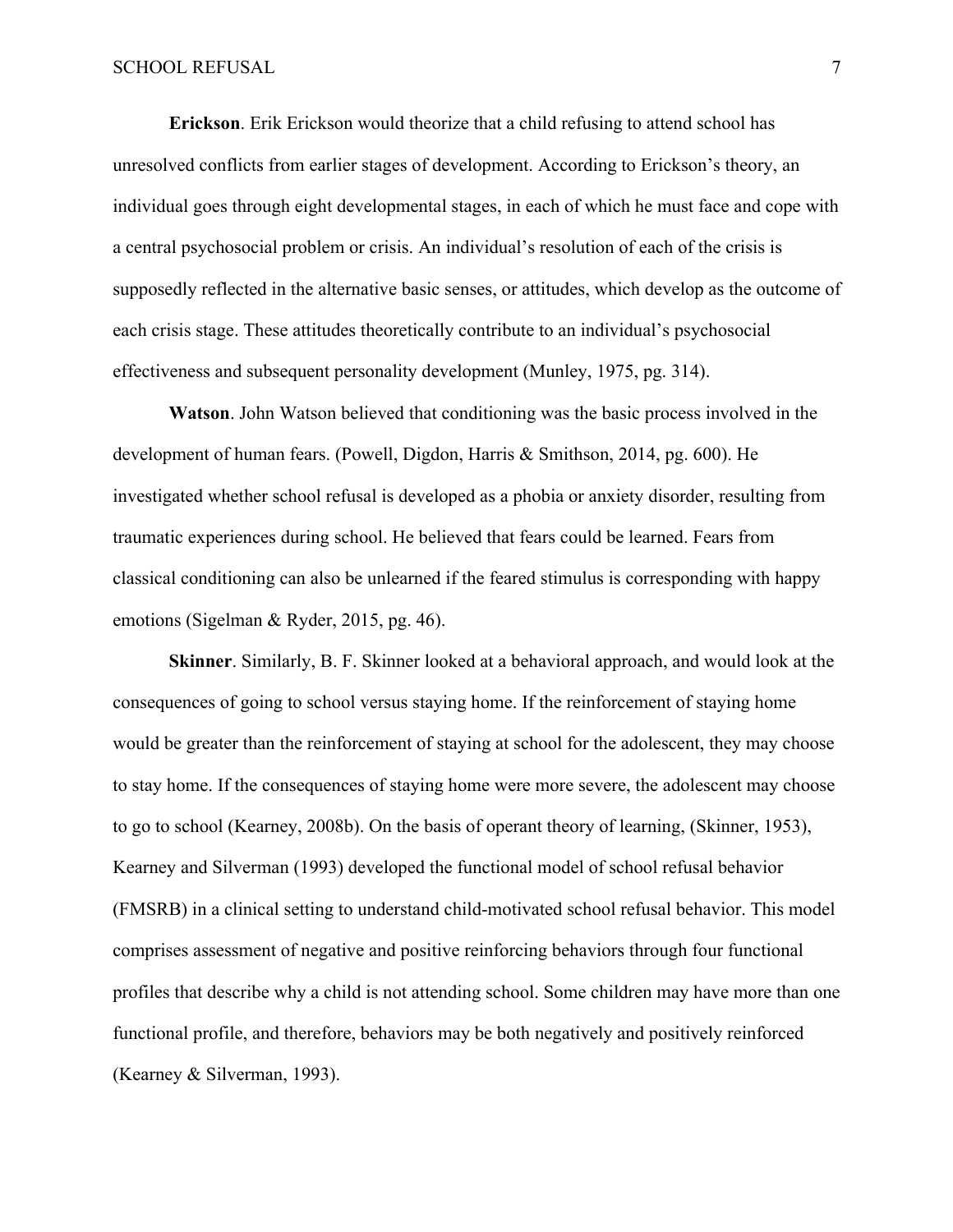**Erickson**. Erik Erickson would theorize that a child refusing to attend school has unresolved conflicts from earlier stages of development. According to Erickson's theory, an individual goes through eight developmental stages, in each of which he must face and cope with a central psychosocial problem or crisis. An individual's resolution of each of the crisis is supposedly reflected in the alternative basic senses, or attitudes, which develop as the outcome of each crisis stage. These attitudes theoretically contribute to an individual's psychosocial effectiveness and subsequent personality development (Munley, 1975, pg. 314).

**Watson**. John Watson believed that conditioning was the basic process involved in the development of human fears. (Powell, Digdon, Harris & Smithson, 2014, pg. 600). He investigated whether school refusal is developed as a phobia or anxiety disorder, resulting from traumatic experiences during school. He believed that fears could be learned. Fears from classical conditioning can also be unlearned if the feared stimulus is corresponding with happy emotions (Sigelman & Ryder, 2015, pg. 46).

**Skinner**. Similarly, B. F. Skinner looked at a behavioral approach, and would look at the consequences of going to school versus staying home. If the reinforcement of staying home would be greater than the reinforcement of staying at school for the adolescent, they may choose to stay home. If the consequences of staying home were more severe, the adolescent may choose to go to school (Kearney, 2008b). On the basis of operant theory of learning, (Skinner, 1953), Kearney and Silverman (1993) developed the functional model of school refusal behavior (FMSRB) in a clinical setting to understand child-motivated school refusal behavior. This model comprises assessment of negative and positive reinforcing behaviors through four functional profiles that describe why a child is not attending school. Some children may have more than one functional profile, and therefore, behaviors may be both negatively and positively reinforced (Kearney & Silverman, 1993).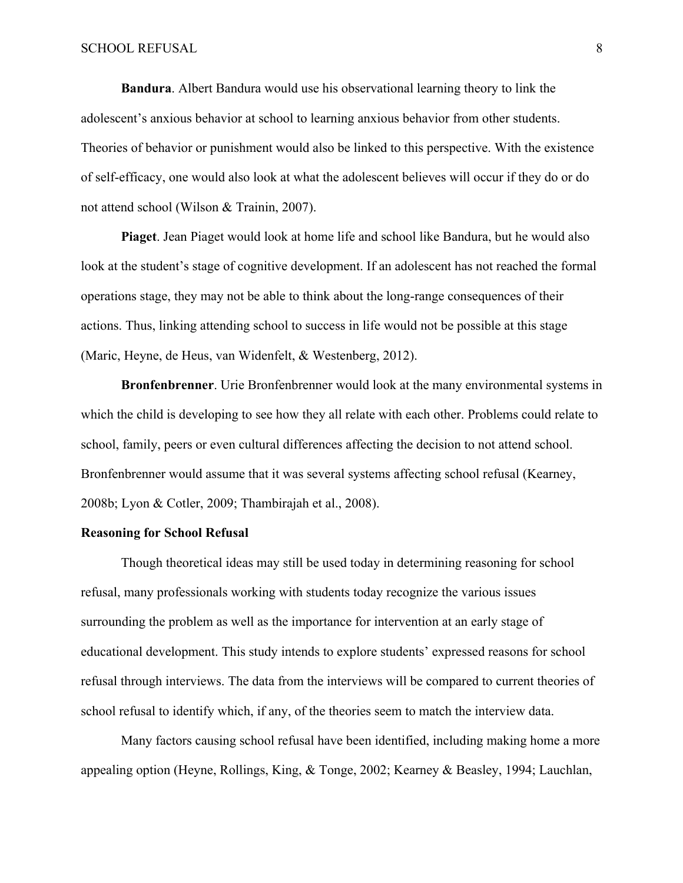**Bandura**. Albert Bandura would use his observational learning theory to link the adolescent's anxious behavior at school to learning anxious behavior from other students. Theories of behavior or punishment would also be linked to this perspective. With the existence of self-efficacy, one would also look at what the adolescent believes will occur if they do or do not attend school (Wilson & Trainin, 2007).

**Piaget**. Jean Piaget would look at home life and school like Bandura, but he would also look at the student's stage of cognitive development. If an adolescent has not reached the formal operations stage, they may not be able to think about the long-range consequences of their actions. Thus, linking attending school to success in life would not be possible at this stage (Maric, Heyne, de Heus, van Widenfelt, & Westenberg, 2012).

**Bronfenbrenner**. Urie Bronfenbrenner would look at the many environmental systems in which the child is developing to see how they all relate with each other. Problems could relate to school, family, peers or even cultural differences affecting the decision to not attend school. Bronfenbrenner would assume that it was several systems affecting school refusal (Kearney, 2008b; Lyon & Cotler, 2009; Thambirajah et al., 2008).

**Reasoning for School Refusal**

Though theoretical ideas may still be used today in determining reasoning for school refusal, many professionals working with students today recognize the various issues surrounding the problem as well as the importance for intervention at an early stage of educational development. This study intends to explore students' expressed reasons for school refusal through interviews. The data from the interviews will be compared to current theories of school refusal to identify which, if any, of the theories seem to match the interview data.

Many factors causing school refusal have been identified, including making home a more appealing option (Heyne, Rollings, King, & Tonge, 2002; Kearney & Beasley, 1994; Lauchlan,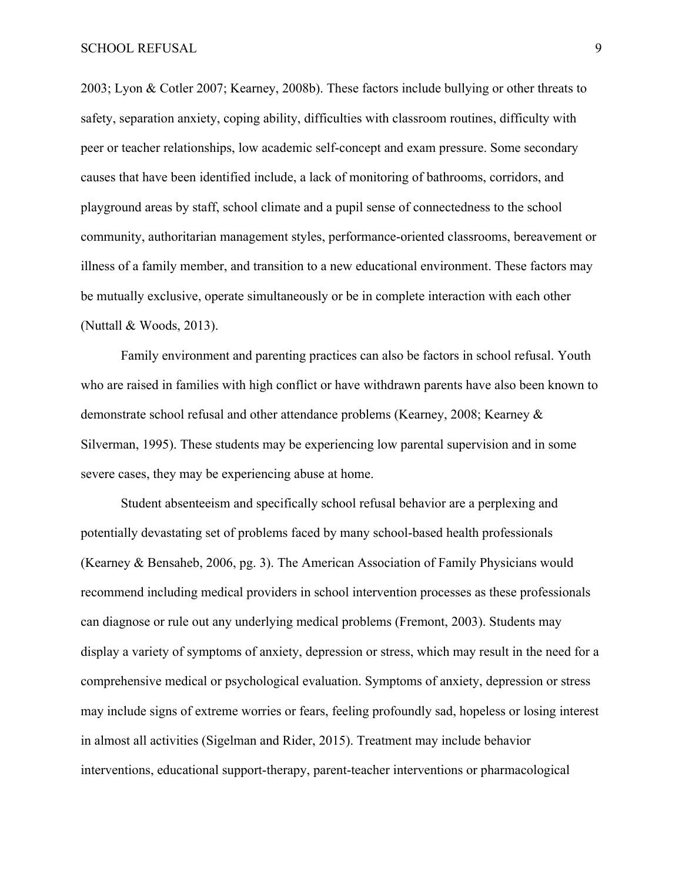2003; Lyon & Cotler 2007; Kearney, 2008b). These factors include bullying or other threats to safety, separation anxiety, coping ability, difficulties with classroom routines, difficulty with peer or teacher relationships, low academic self-concept and exam pressure. Some secondary causes that have been identified include, a lack of monitoring of bathrooms, corridors, and playground areas by staff, school climate and a pupil sense of connectedness to the school community, authoritarian management styles, performance-oriented classrooms, bereavement or illness of a family member, and transition to a new educational environment. These factors may be mutually exclusive, operate simultaneously or be in complete interaction with each other (Nuttall & Woods, 2013).

Family environment and parenting practices can also be factors in school refusal. Youth who are raised in families with high conflict or have withdrawn parents have also been known to demonstrate school refusal and other attendance problems (Kearney, 2008; Kearney & Silverman, 1995). These students may be experiencing low parental supervision and in some severe cases, they may be experiencing abuse at home.

Student absenteeism and specifically school refusal behavior are a perplexing and potentially devastating set of problems faced by many school-based health professionals (Kearney & Bensaheb, 2006, pg. 3). The American Association of Family Physicians would recommend including medical providers in school intervention processes as these professionals can diagnose or rule out any underlying medical problems (Fremont, 2003). Students may display a variety of symptoms of anxiety, depression or stress, which may result in the need for a comprehensive medical or psychological evaluation. Symptoms of anxiety, depression or stress may include signs of extreme worries or fears, feeling profoundly sad, hopeless or losing interest in almost all activities (Sigelman and Rider, 2015). Treatment may include behavior interventions, educational support-therapy, parent-teacher interventions or pharmacological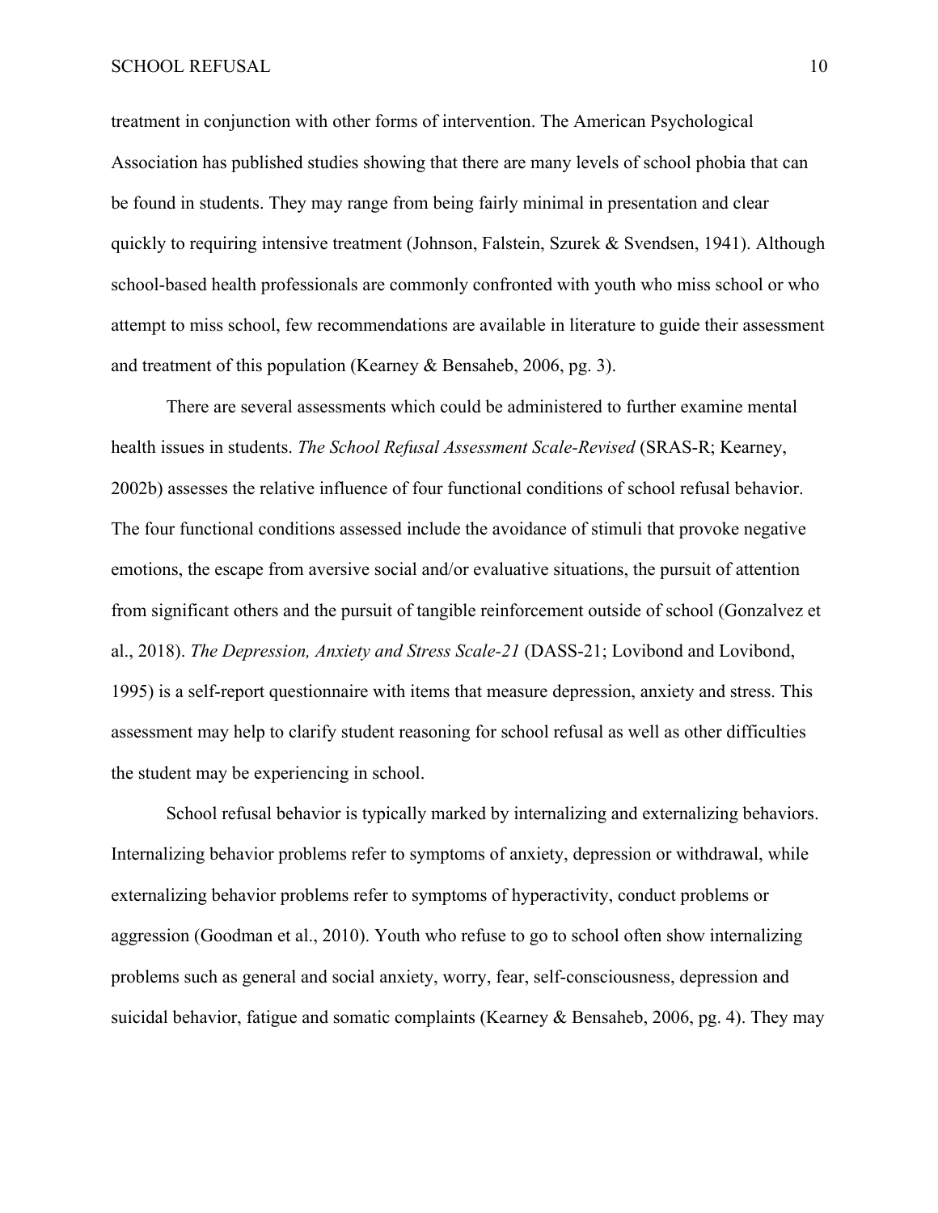treatment in conjunction with other forms of intervention. The American Psychological Association has published studies showing that there are many levels of school phobia that can be found in students. They may range from being fairly minimal in presentation and clear quickly to requiring intensive treatment (Johnson, Falstein, Szurek & Svendsen, 1941). Although school-based health professionals are commonly confronted with youth who miss school or who attempt to miss school, few recommendations are available in literature to guide their assessment and treatment of this population (Kearney & Bensaheb, 2006, pg. 3).

There are several assessments which could be administered to further examine mental health issues in students. *The School Refusal Assessment Scale-Revised* (SRAS-R; Kearney, 2002b) assesses the relative influence of four functional conditions of school refusal behavior. The four functional conditions assessed include the avoidance of stimuli that provoke negative emotions, the escape from aversive social and/or evaluative situations, the pursuit of attention from significant others and the pursuit of tangible reinforcement outside of school (Gonzalvez et al., 2018). *The Depression, Anxiety and Stress Scale-21* (DASS-21; Lovibond and Lovibond, 1995) is a self-report questionnaire with items that measure depression, anxiety and stress. This assessment may help to clarify student reasoning for school refusal as well as other difficulties the student may be experiencing in school.

School refusal behavior is typically marked by internalizing and externalizing behaviors. Internalizing behavior problems refer to symptoms of anxiety, depression or withdrawal, while externalizing behavior problems refer to symptoms of hyperactivity, conduct problems or aggression (Goodman et al., 2010). Youth who refuse to go to school often show internalizing problems such as general and social anxiety, worry, fear, self-consciousness, depression and suicidal behavior, fatigue and somatic complaints (Kearney & Bensaheb, 2006, pg. 4). They may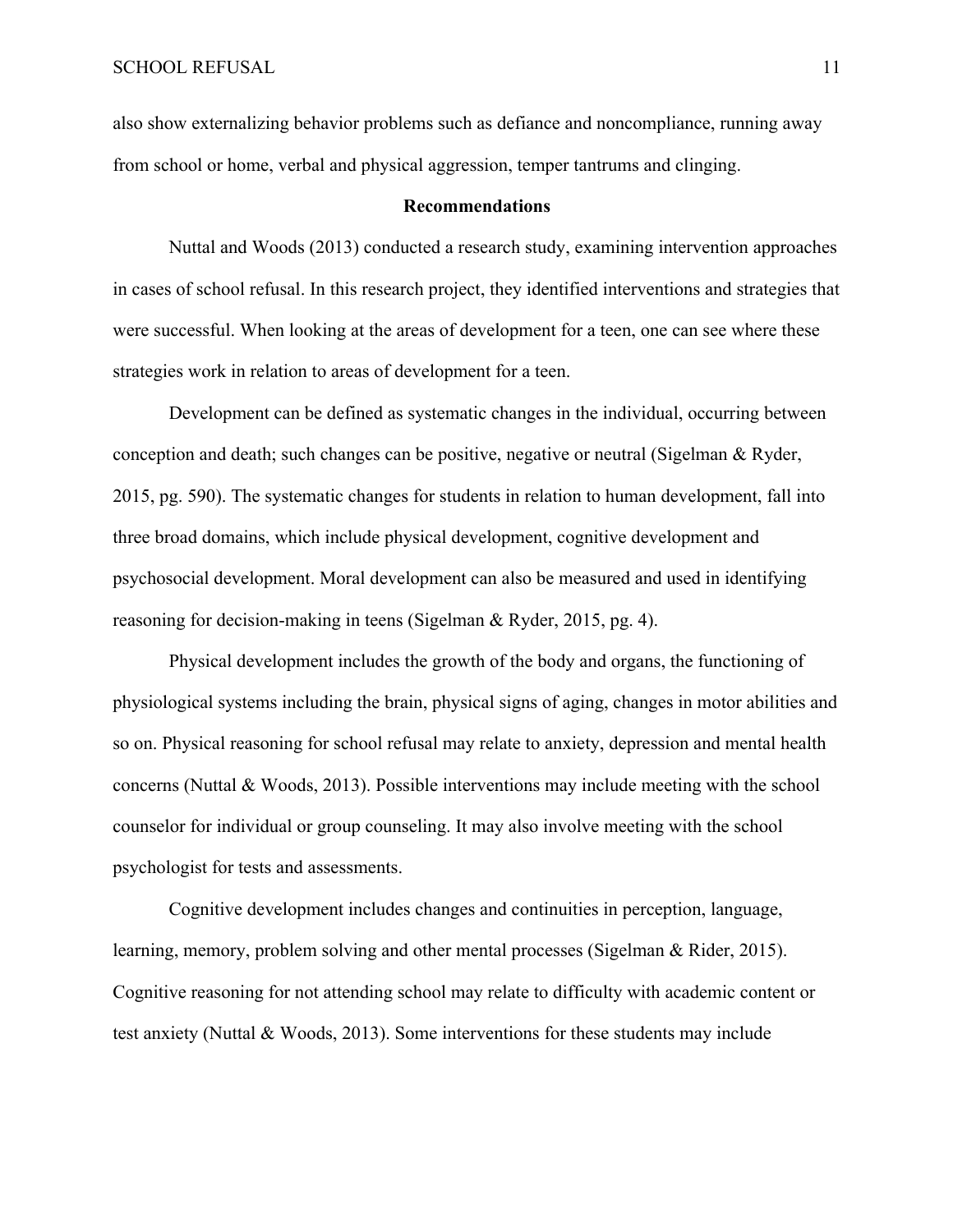also show externalizing behavior problems such as defiance and noncompliance, running away from school or home, verbal and physical aggression, temper tantrums and clinging.

## Recommendations

Nuttal and Woods (2013) conducted a research study, examining intervention approaches in cases of school refusal. In this research project, they identified interventions and strategies that were successful. When looking at the areas of development for a teen, one can see where these strategies work in relation to areas of development for a teen.

Development can be defined as systematic changes in the individual, occurring between conception and death; such changes can be positive, negative or neutral (Sigelman & Ryder, 2015, pg. 590). The systematic changes for students in relation to human development, fall into three broad domains, which include physical development, cognitive development and psychosocial development. Moral development can also be measured and used in identifying reasoning for decision-making in teens (Sigelman & Ryder, 2015, pg. 4).

Physical development includes the growth of the body and organs, the functioning of physiological systems including the brain, physical signs of aging, changes in motor abilities and so on. Physical reasoning for school refusal may relate to anxiety, depression and mental health concerns (Nuttal & Woods, 2013). Possible interventions may include meeting with the school counselor for individual or group counseling. It may also involve meeting with the school psychologist for tests and assessments.

Cognitive development includes changes and continuities in perception, language, learning, memory, problem solving and other mental processes (Sigelman & Rider, 2015). Cognitive reasoning for not attending school may relate to difficulty with academic content or test anxiety (Nuttal & Woods, 2013). Some interventions for these students may include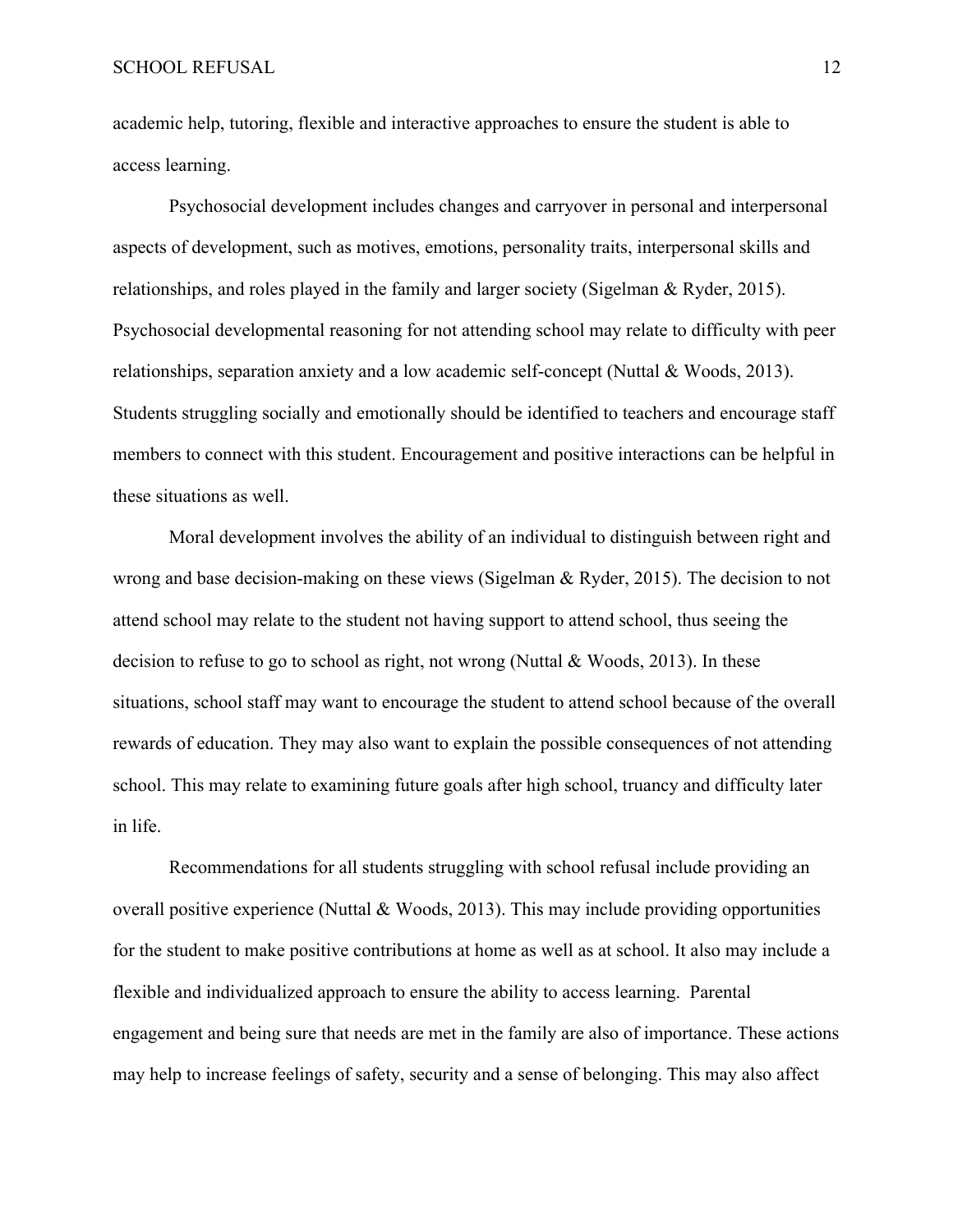academic help, tutoring, flexible and interactive approaches to ensure the student is able to access learning.

Psychosocial development includes changes and carryover in personal and interpersonal aspects of development, such as motives, emotions, personality traits, interpersonal skills and relationships, and roles played in the family and larger society (Sigelman & Ryder, 2015). Psychosocial developmental reasoning for not attending school may relate to difficulty with peer relationships, separation anxiety and a low academic self-concept (Nuttal & Woods, 2013). Students struggling socially and emotionally should be identified to teachers and encourage staff members to connect with this student. Encouragement and positive interactions can be helpful in these situations as well.

Moral development involves the ability of an individual to distinguish between right and wrong and base decision-making on these views (Sigelman & Ryder, 2015). The decision to not attend school may relate to the student not having support to attend school, thus seeing the decision to refuse to go to school as right, not wrong (Nuttal & Woods, 2013). In these situations, school staff may want to encourage the student to attend school because of the overall rewards of education. They may also want to explain the possible consequences of not attending school. This may relate to examining future goals after high school, truancy and difficulty later in life.

Recommendations for all students struggling with school refusal include providing an overall positive experience (Nuttal & Woods, 2013). This may include providing opportunities for the student to make positive contributions at home as well as at school. It also may include a flexible and individualized approach to ensure the ability to access learning. Parental engagement and being sure that needs are met in the family are also of importance. These actions may help to increase feelings of safety, security and a sense of belonging. This may also affect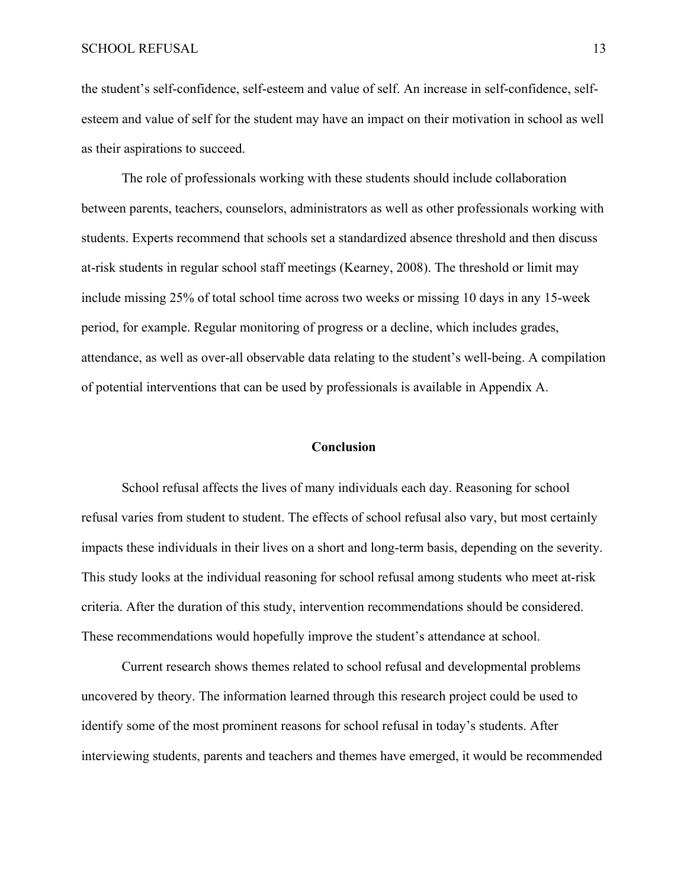the student's self-confidence, self-esteem and value of self. An increase in self-confidence, self-esteem and value of self for the student may have an impact on their motivation in school as well as their aspirations to succeed.

The role of professionals working with these students should include collaboration between parents, teachers, counselors, administrators as well as other professionals working with students. Experts recommend that schools set a standardized absence threshold and then discuss at-risk students in regular school staff meetings (Kearney, 2008). The threshold or limit may include missing 25% of total school time across two weeks or missing 10 days in any 15-week period, for example. Regular monitoring of progress or a decline, which includes grades, attendance, as well as over-all observable data relating to the student's well-being. A compilation of potential interventions that can be used by professionals is available in Appendix A.

## Conclusion

School refusal affects the lives of many individuals each day. Reasoning for school refusal varies from student to student. The effects of school refusal also vary, but most certainly impacts these individuals in their lives on a short and long-term basis, depending on the severity. This study looks at the individual reasoning for school refusal among students who meet at-risk criteria. After the duration of this study, intervention recommendations should be considered. These recommendations would hopefully improve the student's attendance at school.

Current research shows themes related to school refusal and developmental problems uncovered by theory. The information learned through this research project could be used to identify some of the most prominent reasons for school refusal in today's students. After interviewing students, parents and teachers and themes have emerged, it would be recommended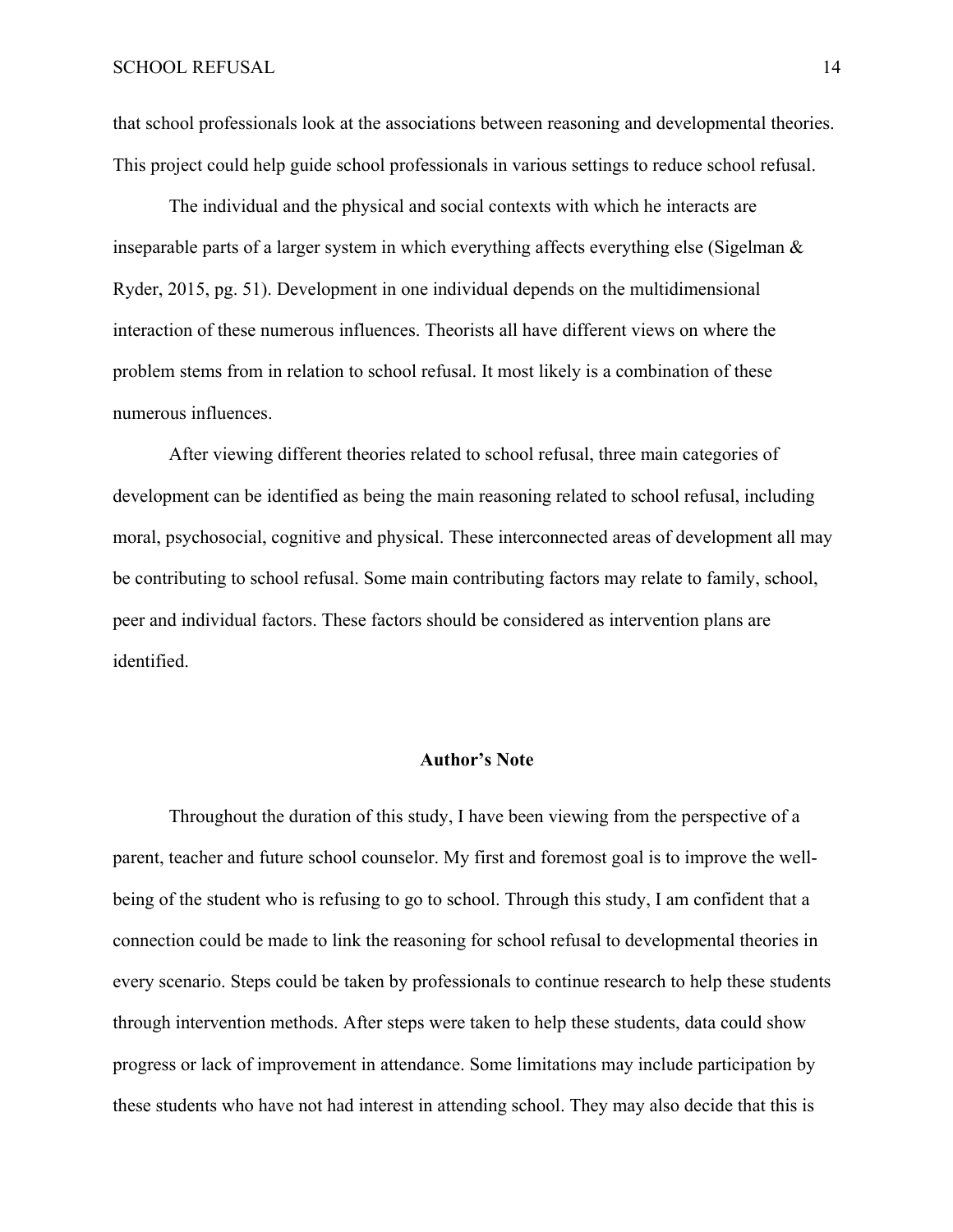that school professionals look at the associations between reasoning and developmental theories. This project could help guide school professionals in various settings to reduce school refusal.

The individual and the physical and social contexts with which he interacts are inseparable parts of a larger system in which everything affects everything else (Sigelman & Ryder, 2015, pg. 51). Development in one individual depends on the multidimensional interaction of these numerous influences. Theorists all have different views on where the problem stems from in relation to school refusal. It most likely is a combination of these numerous influences.

After viewing different theories related to school refusal, three main categories of development can be identified as being the main reasoning related to school refusal, including moral, psychosocial, cognitive and physical. These interconnected areas of development all may be contributing to school refusal. Some main contributing factors may relate to family, school, peer and individual factors. These factors should be considered as intervention plans are identified.

## Author's Note

Throughout the duration of this study, I have been viewing from the perspective of a parent, teacher and future school counselor. My first and foremost goal is to improve the well-being of the student who is refusing to go to school. Through this study, I am confident that a connection could be made to link the reasoning for school refusal to developmental theories in every scenario. Steps could be taken by professionals to continue research to help these students through intervention methods. After steps were taken to help these students, data could show progress or lack of improvement in attendance. Some limitations may include participation by these students who have not had interest in attending school. They may also decide that this is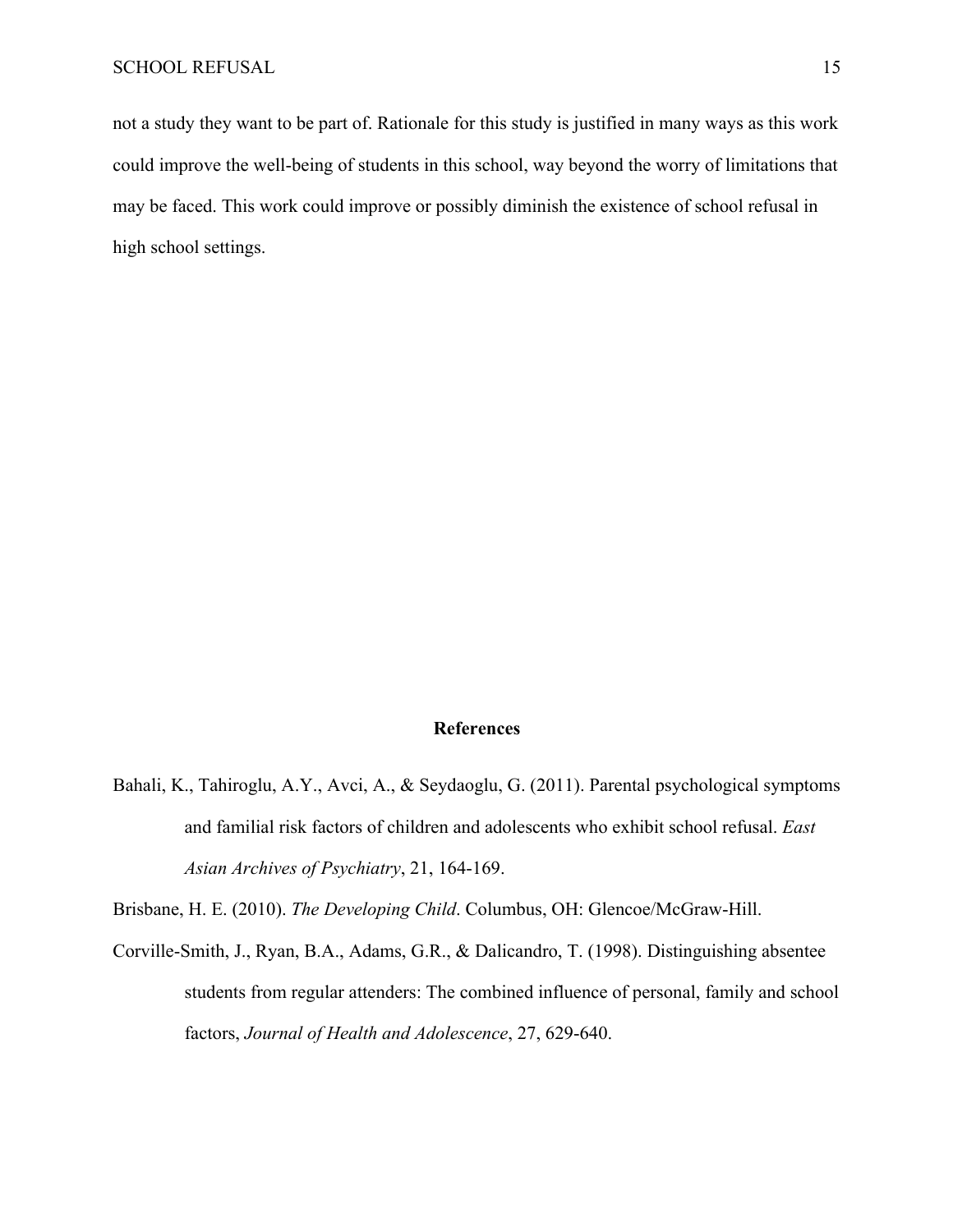not a study they want to be part of. Rationale for this study is justified in many ways as this work could improve the well-being of students in this school, way beyond the worry of limitations that may be faced. This work could improve or possibly diminish the existence of school refusal in high school settings.

## References

Bahali, K., Tahiroglu, A.Y., Avci, A., & Seydaoglu, G. (2011). Parental psychological symptoms and familial risk factors of children and adolescents who exhibit school refusal. *East Asian Archives of Psychiatry*, 21, 164-169.

Brisbane, H. E. (2010). *The Developing Child*. Columbus, OH: Glencoe/McGraw-Hill.

Corville-Smith, J., Ryan, B.A., Adams, G.R., & Dalicandro, T. (1998). Distinguishing absentee students from regular attenders: The combined influence of personal, family and school factors, *Journal of Health and Adolescence*, 27, 629-640.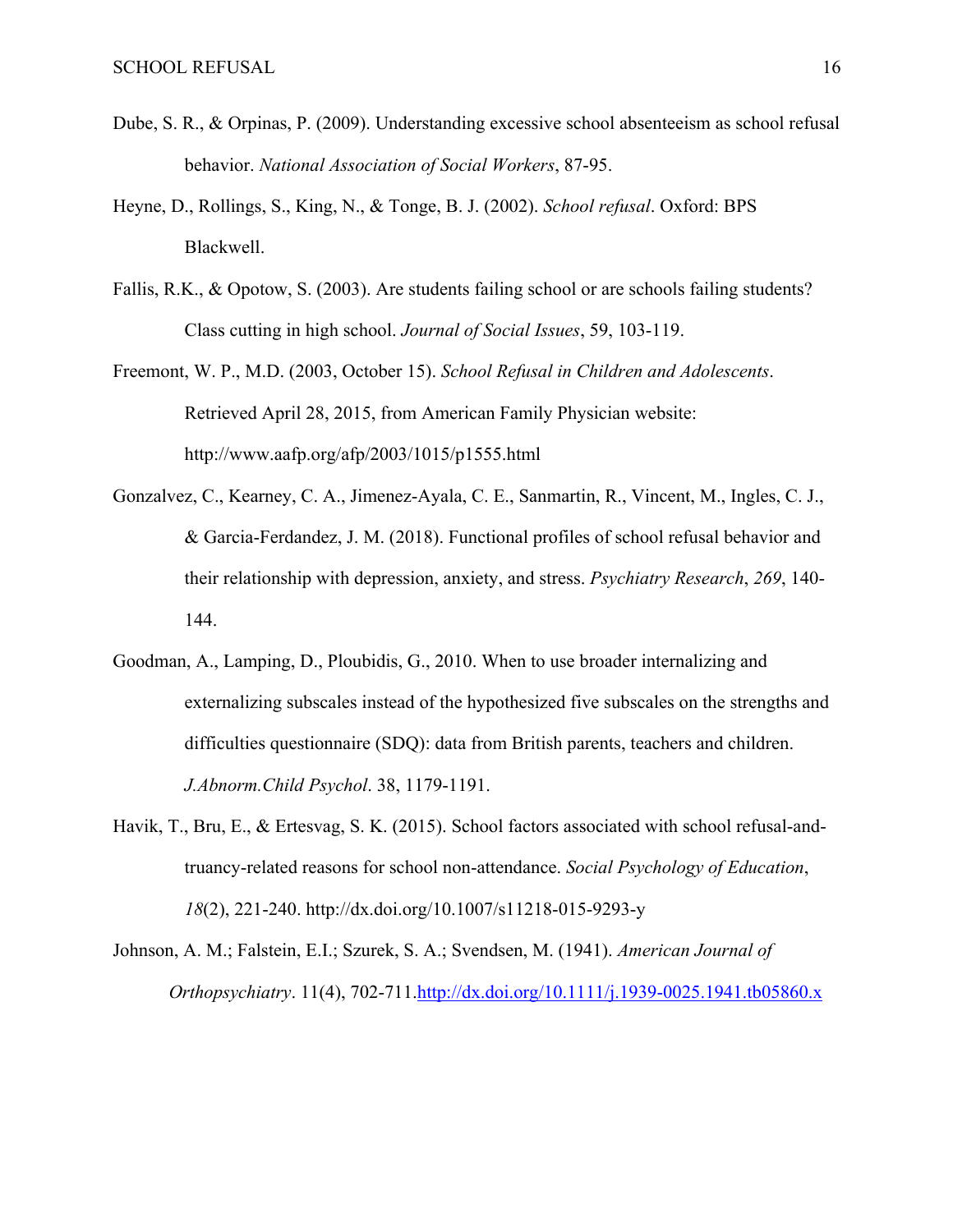Dube, S. R., & Orpinas, P. (2009). Understanding excessive school absenteeism as school refusal behavior. *National Association of Social Workers*, 87-95.

Heyne, D., Rollings, S., King, N., & Tonge, B. J. (2002). *School refusal*. Oxford: BPS Blackwell.

Fallis, R.K., & Opotow, S. (2003). Are students failing school or are schools failing students? Class cutting in high school. *Journal of Social Issues*, 59, 103-119.

Freemont, W. P., M.D. (2003, October 15). *School Refusal in Children and Adolescents*. Retrieved April 28, 2015, from American Family Physician website: http://www.aafp.org/afp/2003/1015/p1555.html

Gonzalvez, C., Kearney, C. A., Jimenez-Ayala, C. E., Sanmartin, R., Vincent, M., Ingles, C. J., & Garcia-Ferdandez, J. M. (2018). Functional profiles of school refusal behavior and their relationship with depression, anxiety, and stress. *Psychiatry Research*, *269*, 140-144.

Goodman, A., Lamping, D., Ploubidis, G., 2010. When to use broader internalizing and externalizing subscales instead of the hypothesized five subscales on the strengths and difficulties questionnaire (SDQ): data from British parents, teachers and children. *J.Abnorm.Child Psychol*. 38, 1179-1191.

Havik, T., Bru, E., & Ertesvag, S. K. (2015). School factors associated with school refusal-and-truancy-related reasons for school non-attendance. *Social Psychology of Education*, *18*(2), 221-240. http://dx.doi.org/10.1007/s11218-015-9293-y

Johnson, A. M.; Falstein, E.I.; Szurek, S. A.; Svendsen, M. (1941). *American Journal of Orthopsychiatry*. 11(4), 702-711.http://dx.doi.org/10.1111/j.1939-0025.1941.tb05860.x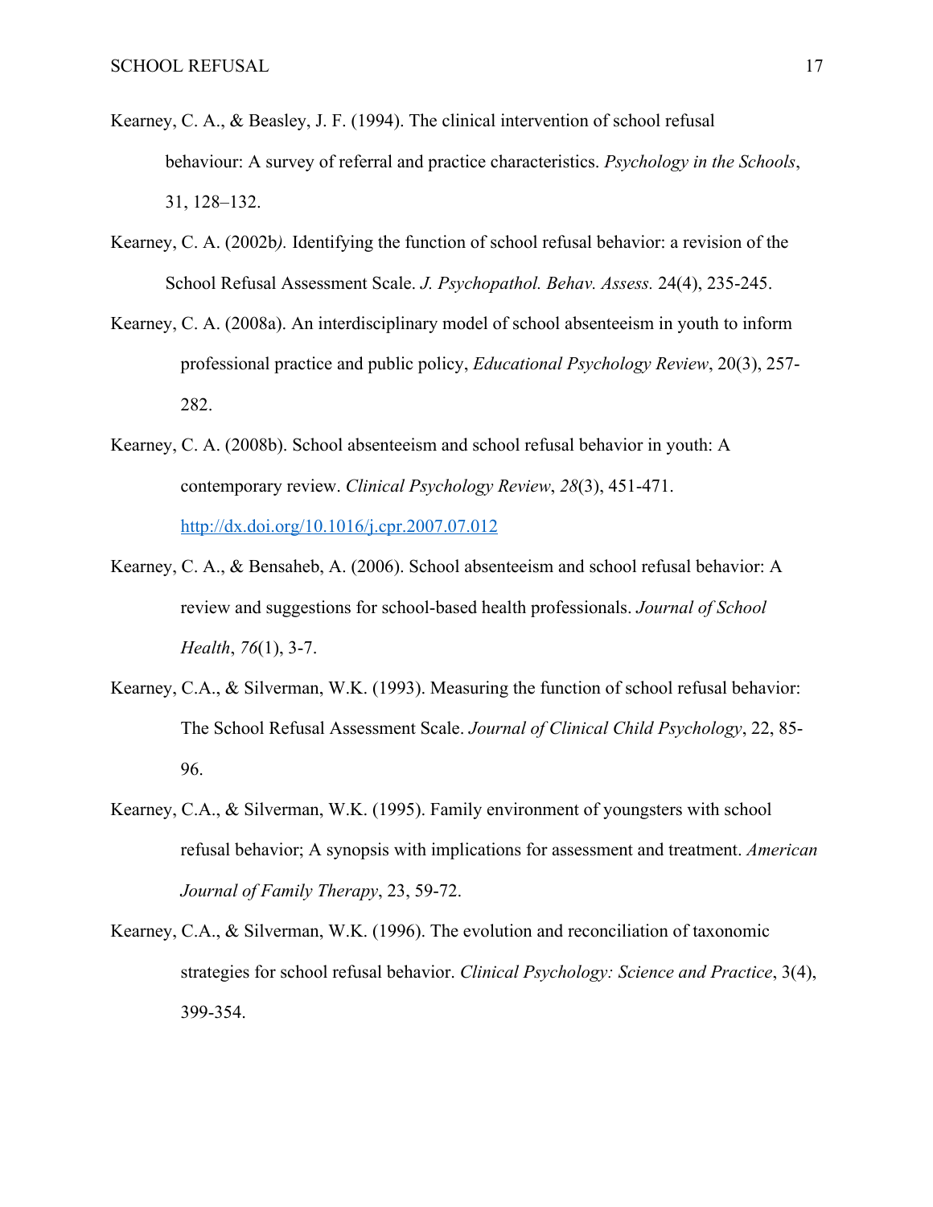Kearney, C. A., & Beasley, J. F. (1994). The clinical intervention of school refusal behaviour: A survey of referral and practice characteristics. *Psychology in the Schools*, 31, 128–132.

Kearney, C. A. (2002b). Identifying the function of school refusal behavior: a revision of the School Refusal Assessment Scale. *J. Psychopathol. Behav. Assess.* 24(4), 235-245.

Kearney, C. A. (2008a). An interdisciplinary model of school absenteeism in youth to inform professional practice and public policy, *Educational Psychology Review*, 20(3), 257-282.

Kearney, C. A. (2008b). School absenteeism and school refusal behavior in youth: A contemporary review. *Clinical Psychology Review*, *28*(3), 451-471. http://dx.doi.org/10.1016/j.cpr.2007.07.012

Kearney, C. A., & Bensaheb, A. (2006). School absenteeism and school refusal behavior: A review and suggestions for school-based health professionals. *Journal of School Health*, *76*(1), 3-7.

Kearney, C.A., & Silverman, W.K. (1993). Measuring the function of school refusal behavior: The School Refusal Assessment Scale. *Journal of Clinical Child Psychology*, 22, 85-96.

Kearney, C.A., & Silverman, W.K. (1995). Family environment of youngsters with school refusal behavior; A synopsis with implications for assessment and treatment. *American Journal of Family Therapy*, 23, 59-72.

Kearney, C.A., & Silverman, W.K. (1996). The evolution and reconciliation of taxonomic strategies for school refusal behavior. *Clinical Psychology: Science and Practice*, 3(4), 399-354.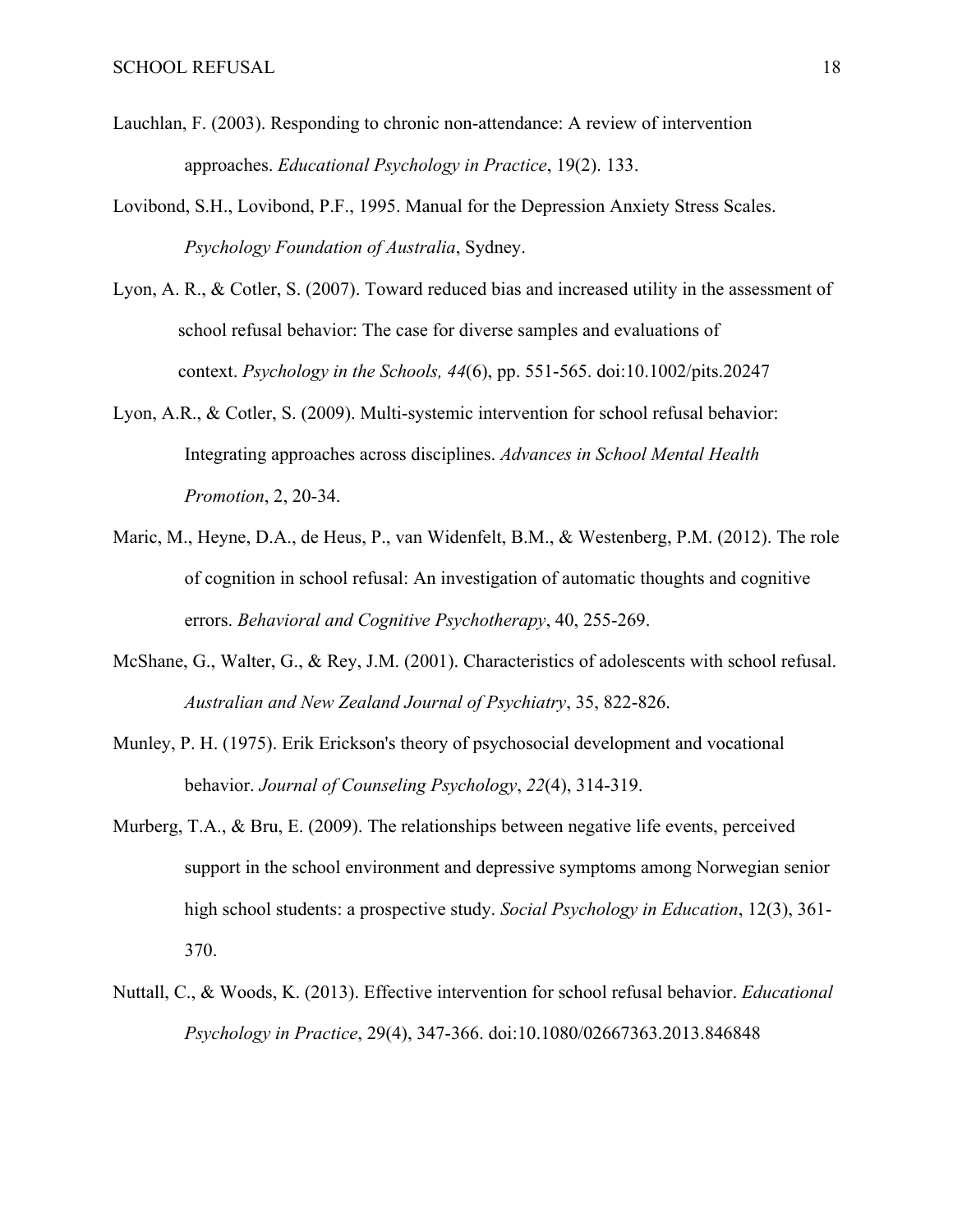Lauchlan, F. (2003). Responding to chronic non-attendance: A review of intervention approaches. *Educational Psychology in Practice*, 19(2). 133.

Lovibond, S.H., Lovibond, P.F., 1995. Manual for the Depression Anxiety Stress Scales. *Psychology Foundation of Australia*, Sydney.

Lyon, A. R., & Cotler, S. (2007). Toward reduced bias and increased utility in the assessment of school refusal behavior: The case for diverse samples and evaluations of context. *Psychology in the Schools, 44*(6), pp. 551-565. doi:10.1002/pits.20247

Lyon, A.R., & Cotler, S. (2009). Multi-systemic intervention for school refusal behavior: Integrating approaches across disciplines. *Advances in School Mental Health Promotion*, 2, 20-34.

Maric, M., Heyne, D.A., de Heus, P., van Widenfelt, B.M., & Westenberg, P.M. (2012). The role of cognition in school refusal: An investigation of automatic thoughts and cognitive errors. *Behavioral and Cognitive Psychotherapy*, 40, 255-269.

McShane, G., Walter, G., & Rey, J.M. (2001). Characteristics of adolescents with school refusal. *Australian and New Zealand Journal of Psychiatry*, 35, 822-826.

Munley, P. H. (1975). Erik Erickson's theory of psychosocial development and vocational behavior. *Journal of Counseling Psychology*, *22*(4), 314-319.

Murberg, T.A., & Bru, E. (2009). The relationships between negative life events, perceived support in the school environment and depressive symptoms among Norwegian senior high school students: a prospective study. *Social Psychology in Education*, 12(3), 361-370.

Nuttall, C., & Woods, K. (2013). Effective intervention for school refusal behavior. *Educational Psychology in Practice*, 29(4), 347-366. doi:10.1080/02667363.2013.846848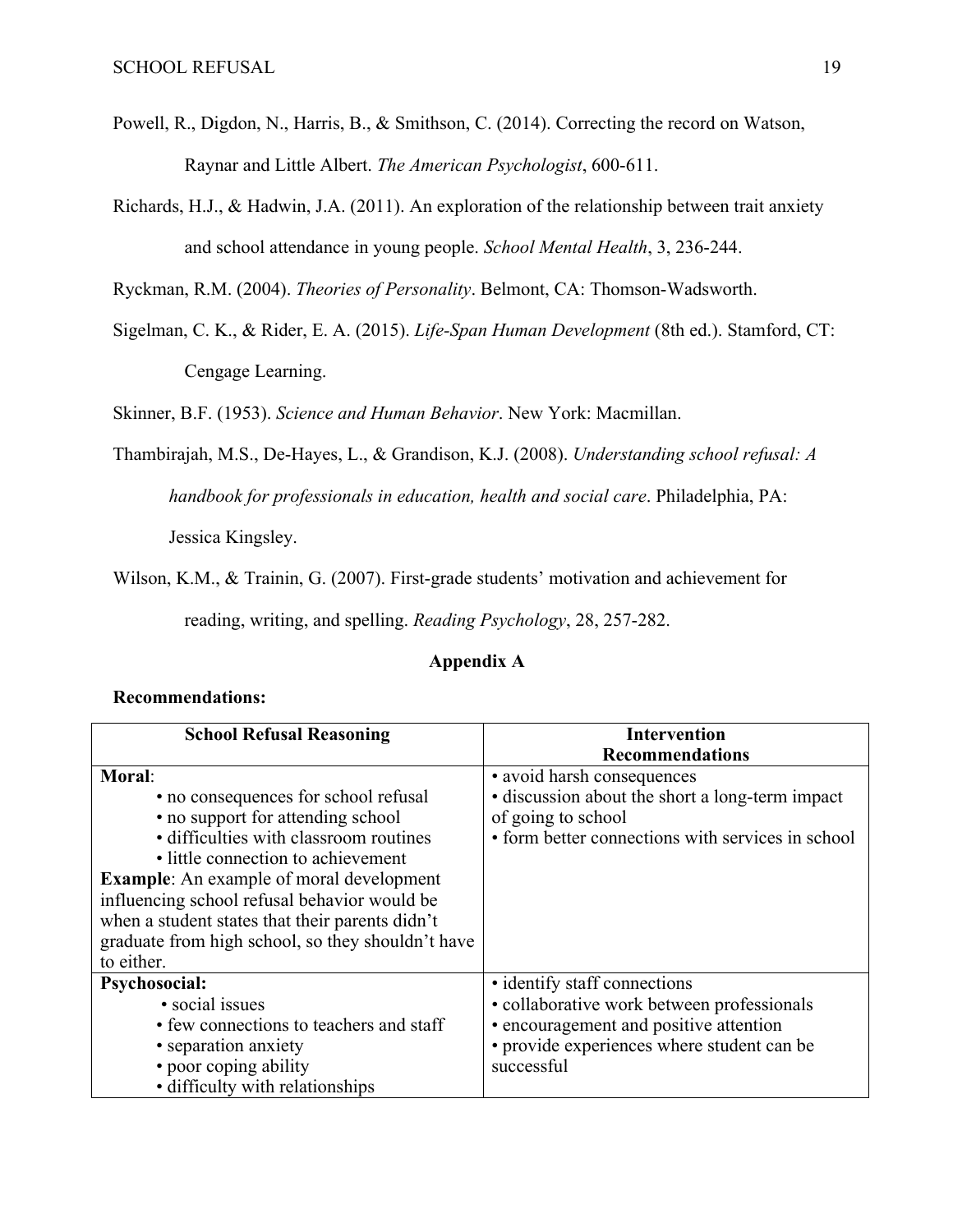Powell, R., Digdon, N., Harris, B., & Smithson, C. (2014). Correcting the record on Watson, Raynar and Little Albert. *The American Psychologist*, 600-611.

Richards, H.J., & Hadwin, J.A. (2011). An exploration of the relationship between trait anxiety and school attendance in young people. *School Mental Health*, 3, 236-244.

Ryckman, R.M. (2004). *Theories of Personality*. Belmont, CA: Thomson-Wadsworth.

Sigelman, C. K., & Rider, E. A. (2015). *Life-Span Human Development* (8th ed.). Stamford, CT: Cengage Learning.

Skinner, B.F. (1953). *Science and Human Behavior*. New York: Macmillan.

Thambirajah, M.S., De-Hayes, L., & Grandison, K.J. (2008). *Understanding school refusal: A handbook for professionals in education, health and social care*. Philadelphia, PA: Jessica Kingsley.

Wilson, K.M., & Trainin, G. (2007). First-grade students' motivation and achievement for reading, writing, and spelling. *Reading Psychology*, 28, 257-282.

## Appendix A

**Recommendations:**

| School Refusal Reasoning | Intervention Recommendations |
|---|---|
| **Moral**:<br>• no consequences for school refusal<br>• no support for attending school<br>• difficulties with classroom routines<br>• little connection to achievement<br>**Example**: An example of moral development influencing school refusal behavior would be when a student states that their parents didn't graduate from high school, so they shouldn't have to either. | • avoid harsh consequences<br>• discussion about the short a long-term impact of going to school<br>• form better connections with services in school |
| **Psychosocial:**<br>• social issues<br>• few connections to teachers and staff<br>• separation anxiety<br>• poor coping ability<br>• difficulty with relationships | • identify staff connections<br>• collaborative work between professionals<br>• encouragement and positive attention<br>• provide experiences where student can be successful |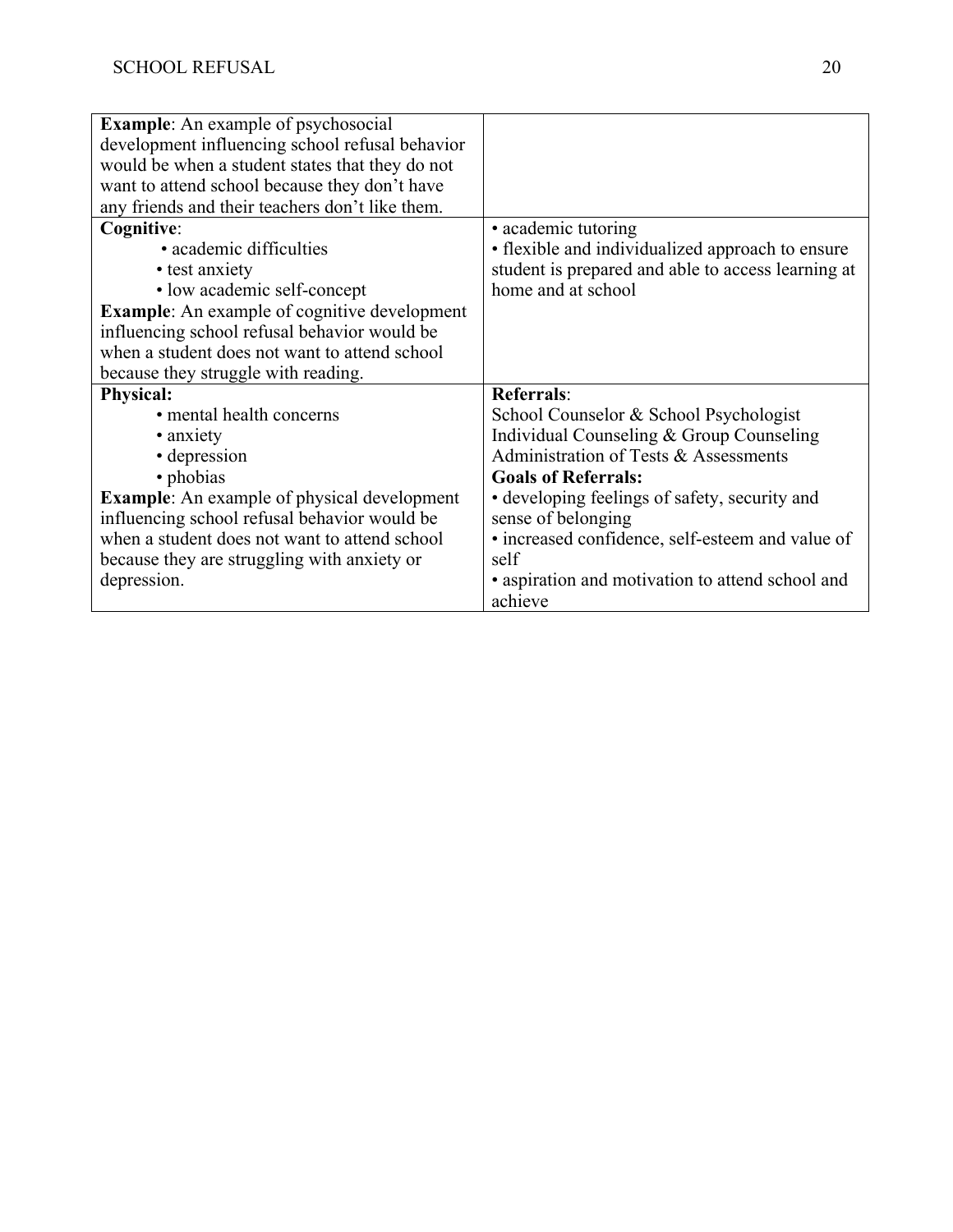| | |
|---|---|
| **Example**: An example of psychosocial development influencing school refusal behavior would be when a student states that they do not want to attend school because they don't have any friends and their teachers don't like them. | |
| **Cognitive**:<br>• academic difficulties<br>• test anxiety<br>• low academic self-concept<br>**Example**: An example of cognitive development influencing school refusal behavior would be when a student does not want to attend school because they struggle with reading. | • academic tutoring<br>• flexible and individualized approach to ensure student is prepared and able to access learning at home and at school |
| **Physical:**<br>• mental health concerns<br>• anxiety<br>• depression<br>• phobias<br>**Example**: An example of physical development influencing school refusal behavior would be when a student does not want to attend school because they are struggling with anxiety or depression. | **Referrals**:<br>School Counselor & School Psychologist<br>Individual Counseling & Group Counseling<br>Administration of Tests & Assessments<br>**Goals of Referrals:**<br>• developing feelings of safety, security and sense of belonging<br>• increased confidence, self-esteem and value of self<br>• aspiration and motivation to attend school and achieve |